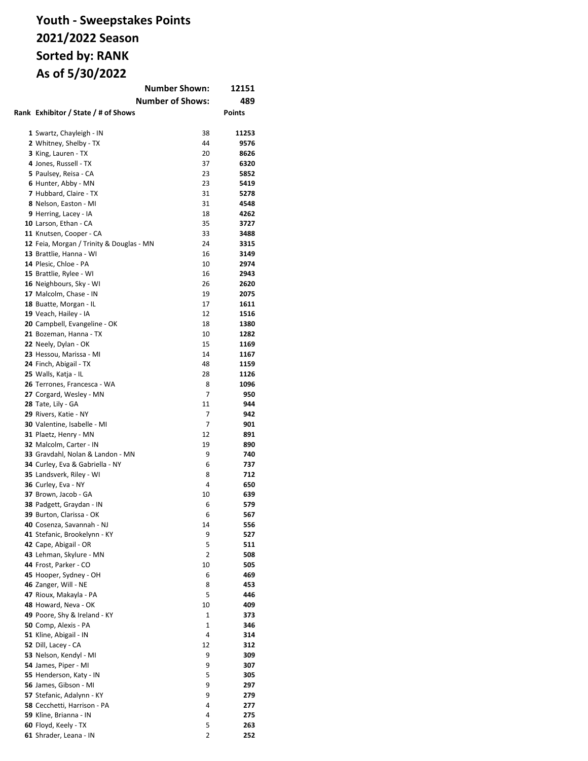# Youth - Sweepstakes Points
# 2021/2022 Season
# Sorted by: RANK
# As of 5/30/2022

**Number Shown: 12151**

**Number of Shows: 489**

| Rank | Exhibitor / State / # of Shows | | Points |
|---|---|---|---|
| 1 | Swartz, Chayleigh - IN | 38 | **11253** |
| 2 | Whitney, Shelby - TX | 44 | **9576** |
| 3 | King, Lauren - TX | 20 | **8626** |
| 4 | Jones, Russell - TX | 37 | **6320** |
| 5 | Paulsey, Reisa - CA | 23 | **5852** |
| 6 | Hunter, Abby - MN | 23 | **5419** |
| 7 | Hubbard, Claire - TX | 31 | **5278** |
| 8 | Nelson, Easton - MI | 31 | **4548** |
| 9 | Herring, Lacey - IA | 18 | **4262** |
| 10 | Larson, Ethan - CA | 35 | **3727** |
| 11 | Knutsen, Cooper - CA | 33 | **3488** |
| 12 | Feia, Morgan / Trinity & Douglas - MN | 24 | **3315** |
| 13 | Brattlie, Hanna - WI | 16 | **3149** |
| 14 | Plesic, Chloe - PA | 10 | **2974** |
| 15 | Brattlie, Rylee - WI | 16 | **2943** |
| 16 | Neighbours, Sky - WI | 26 | **2620** |
| 17 | Malcolm, Chase - IN | 19 | **2075** |
| 18 | Buatte, Morgan - IL | 17 | **1611** |
| 19 | Veach, Hailey - IA | 12 | **1516** |
| 20 | Campbell, Evangeline - OK | 18 | **1380** |
| 21 | Bozeman, Hanna - TX | 10 | **1282** |
| 22 | Neely, Dylan - OK | 15 | **1169** |
| 23 | Hessou, Marissa - MI | 14 | **1167** |
| 24 | Finch, Abigail - TX | 48 | **1159** |
| 25 | Walls, Katja - IL | 28 | **1126** |
| 26 | Terrones, Francesca - WA | 8 | **1096** |
| 27 | Corgard, Wesley - MN | 7 | **950** |
| 28 | Tate, Lily - GA | 11 | **944** |
| 29 | Rivers, Katie - NY | 7 | **942** |
| 30 | Valentine, Isabelle - MI | 7 | **901** |
| 31 | Plaetz, Henry - MN | 12 | **891** |
| 32 | Malcolm, Carter - IN | 19 | **890** |
| 33 | Gravdahl, Nolan & Landon - MN | 9 | **740** |
| 34 | Curley, Eva & Gabriella - NY | 6 | **737** |
| 35 | Landsverk, Riley - WI | 8 | **712** |
| 36 | Curley, Eva - NY | 4 | **650** |
| 37 | Brown, Jacob - GA | 10 | **639** |
| 38 | Padgett, Graydan - IN | 6 | **579** |
| 39 | Burton, Clarissa - OK | 6 | **567** |
| 40 | Cosenza, Savannah - NJ | 14 | **556** |
| 41 | Stefanic, Brookelynn - KY | 9 | **527** |
| 42 | Cape, Abigail - OR | 5 | **511** |
| 43 | Lehman, Skylure - MN | 2 | **508** |
| 44 | Frost, Parker - CO | 10 | **505** |
| 45 | Hooper, Sydney - OH | 6 | **469** |
| 46 | Zanger, Will - NE | 8 | **453** |
| 47 | Rioux, Makayla - PA | 5 | **446** |
| 48 | Howard, Neva - OK | 10 | **409** |
| 49 | Poore, Shy & Ireland - KY | 1 | **373** |
| 50 | Comp, Alexis - PA | 1 | **346** |
| 51 | Kline, Abigail - IN | 4 | **314** |
| 52 | Dill, Lacey - CA | 12 | **312** |
| 53 | Nelson, Kendyl - MI | 9 | **309** |
| 54 | James, Piper - MI | 9 | **307** |
| 55 | Henderson, Katy - IN | 5 | **305** |
| 56 | James, Gibson - MI | 9 | **297** |
| 57 | Stefanic, Adalynn - KY | 9 | **279** |
| 58 | Cecchetti, Harrison - PA | 4 | **277** |
| 59 | Kline, Brianna - IN | 4 | **275** |
| 60 | Floyd, Keely - TX | 5 | **263** |
| 61 | Shrader, Leana - IN | 2 | **252** |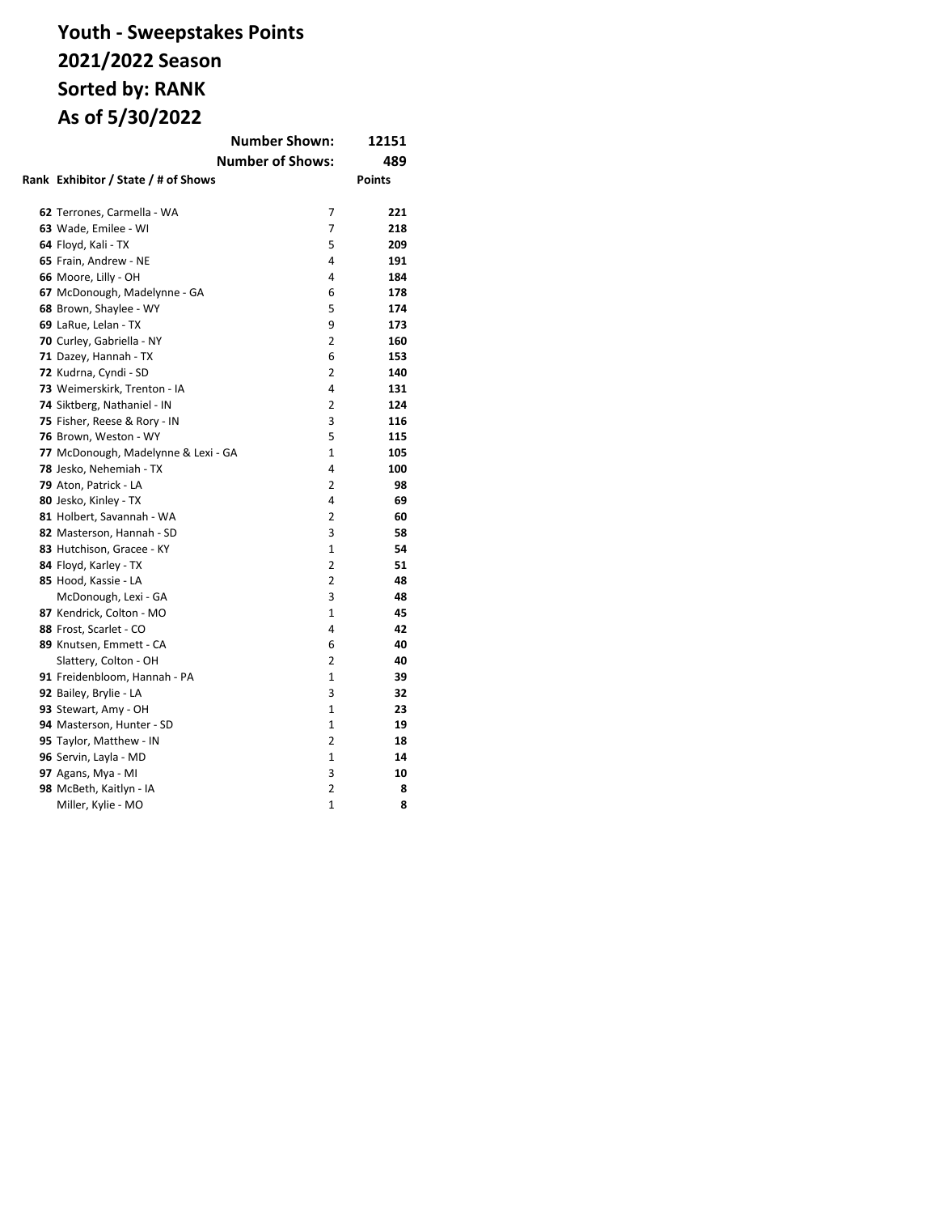# Youth - Sweepstakes Points
# 2021/2022 Season
# Sorted by: RANK
# As of 5/30/2022

**Number Shown:** **12151**

**Number of Shows:** **489**

| Rank | Exhibitor / State / # of Shows | | Points |
|---|---|---|---|
| 62 | Terrones, Carmella - WA | 7 | 221 |
| 63 | Wade, Emilee - WI | 7 | 218 |
| 64 | Floyd, Kali - TX | 5 | 209 |
| 65 | Frain, Andrew - NE | 4 | 191 |
| 66 | Moore, Lilly - OH | 4 | 184 |
| 67 | McDonough, Madelynne - GA | 6 | 178 |
| 68 | Brown, Shaylee - WY | 5 | 174 |
| 69 | LaRue, Lelan - TX | 9 | 173 |
| 70 | Curley, Gabriella - NY | 2 | 160 |
| 71 | Dazey, Hannah - TX | 6 | 153 |
| 72 | Kudrna, Cyndi - SD | 2 | 140 |
| 73 | Weimerskirk, Trenton - IA | 4 | 131 |
| 74 | Siktberg, Nathaniel - IN | 2 | 124 |
| 75 | Fisher, Reese & Rory - IN | 3 | 116 |
| 76 | Brown, Weston - WY | 5 | 115 |
| 77 | McDonough, Madelynne & Lexi - GA | 1 | 105 |
| 78 | Jesko, Nehemiah - TX | 4 | 100 |
| 79 | Aton, Patrick - LA | 2 | 98 |
| 80 | Jesko, Kinley - TX | 4 | 69 |
| 81 | Holbert, Savannah - WA | 2 | 60 |
| 82 | Masterson, Hannah - SD | 3 | 58 |
| 83 | Hutchison, Gracee - KY | 1 | 54 |
| 84 | Floyd, Karley - TX | 2 | 51 |
| 85 | Hood, Kassie - LA | 2 | 48 |
| | McDonough, Lexi - GA | 3 | 48 |
| 87 | Kendrick, Colton - MO | 1 | 45 |
| 88 | Frost, Scarlet - CO | 4 | 42 |
| 89 | Knutsen, Emmett - CA | 6 | 40 |
| | Slattery, Colton - OH | 2 | 40 |
| 91 | Freidenbloom, Hannah - PA | 1 | 39 |
| 92 | Bailey, Brylie - LA | 3 | 32 |
| 93 | Stewart, Amy - OH | 1 | 23 |
| 94 | Masterson, Hunter - SD | 1 | 19 |
| 95 | Taylor, Matthew - IN | 2 | 18 |
| 96 | Servin, Layla - MD | 1 | 14 |
| 97 | Agans, Mya - MI | 3 | 10 |
| 98 | McBeth, Kaitlyn - IA | 2 | 8 |
| | Miller, Kylie - MO | 1 | 8 |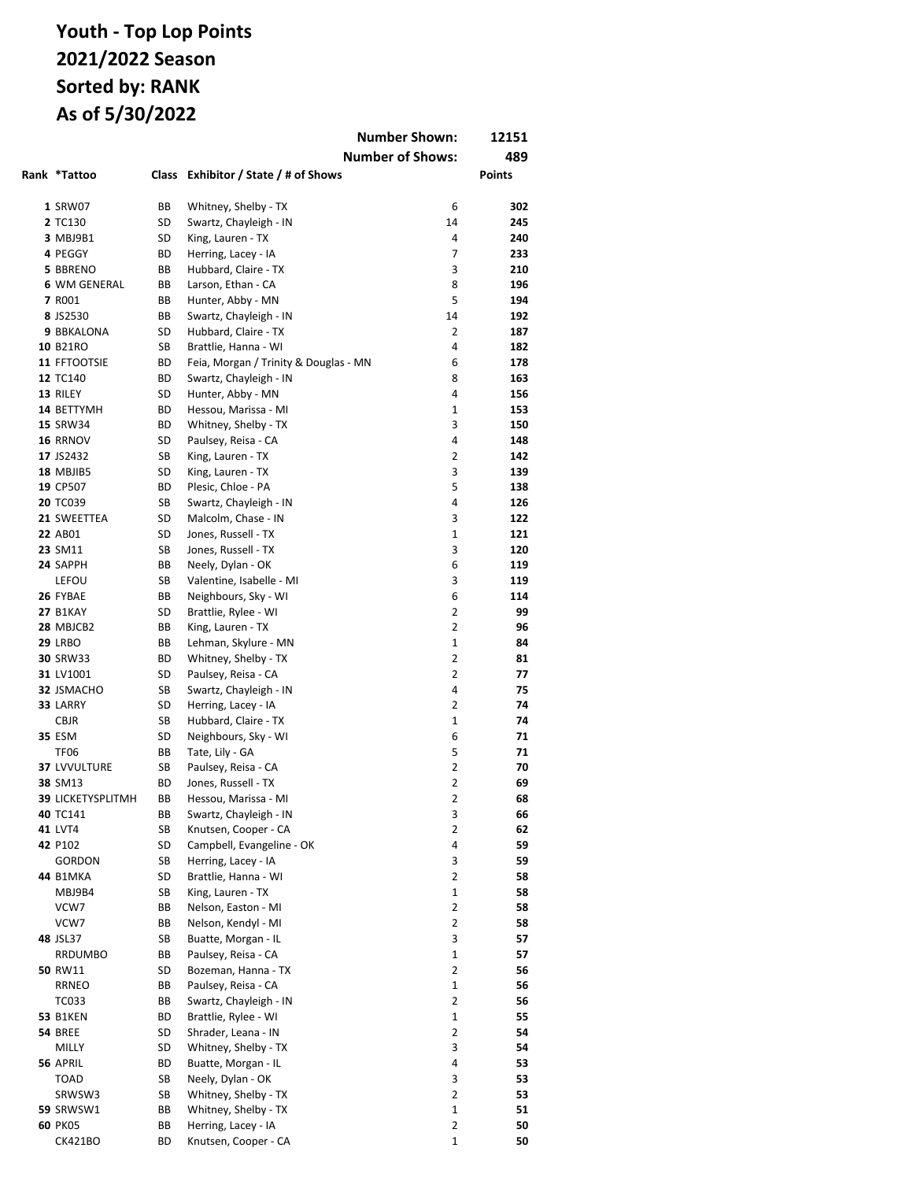# Youth - Top Lop Points
## 2021/2022 Season
## Sorted by: RANK
## As of 5/30/2022

**Number Shown:** 12151
**Number of Shows:** 489

| Rank | *Tattoo | Class | Exhibitor / State / # of Shows | | Points |
|---|---|---|---|---|---|
| 1 | SRW07 | BB | Whitney, Shelby - TX | 6 | 302 |
| 2 | TC130 | SD | Swartz, Chayleigh - IN | 14 | 245 |
| 3 | MBJ9B1 | SD | King, Lauren - TX | 4 | 240 |
| 4 | PEGGY | BD | Herring, Lacey - IA | 7 | 233 |
| 5 | BBRENO | BB | Hubbard, Claire - TX | 3 | 210 |
| 6 | WM GENERAL | BB | Larson, Ethan - CA | 8 | 196 |
| 7 | R001 | BB | Hunter, Abby - MN | 5 | 194 |
| 8 | JS2530 | BB | Swartz, Chayleigh - IN | 14 | 192 |
| 9 | BBKALONA | SD | Hubbard, Claire - TX | 2 | 187 |
| 10 | B21RO | SB | Brattlie, Hanna - WI | 4 | 182 |
| 11 | FFTOOTSIE | BD | Feia, Morgan / Trinity & Douglas - MN | 6 | 178 |
| 12 | TC140 | BD | Swartz, Chayleigh - IN | 8 | 163 |
| 13 | RILEY | SD | Hunter, Abby - MN | 4 | 156 |
| 14 | BETTYMH | BD | Hessou, Marissa - MI | 1 | 153 |
| 15 | SRW34 | BD | Whitney, Shelby - TX | 3 | 150 |
| 16 | RRNOV | SD | Paulsey, Reisa - CA | 4 | 148 |
| 17 | JS2432 | SB | King, Lauren - TX | 2 | 142 |
| 18 | MBJIB5 | SD | King, Lauren - TX | 3 | 139 |
| 19 | CP507 | BD | Plesic, Chloe - PA | 5 | 138 |
| 20 | TC039 | SB | Swartz, Chayleigh - IN | 4 | 126 |
| 21 | SWEETTEA | SD | Malcolm, Chase - IN | 3 | 122 |
| 22 | AB01 | SD | Jones, Russell - TX | 1 | 121 |
| 23 | SM11 | SB | Jones, Russell - TX | 3 | 120 |
| 24 | SAPPH | BB | Neely, Dylan - OK | 6 | 119 |
| | LEFOU | SB | Valentine, Isabelle - MI | 3 | 119 |
| 26 | FYBAE | BB | Neighbours, Sky - WI | 6 | 114 |
| 27 | B1KAY | SD | Brattlie, Rylee - WI | 2 | 99 |
| 28 | MBJCB2 | BB | King, Lauren - TX | 2 | 96 |
| 29 | LRBO | BB | Lehman, Skylure - MN | 1 | 84 |
| 30 | SRW33 | BD | Whitney, Shelby - TX | 2 | 81 |
| 31 | LV1001 | SD | Paulsey, Reisa - CA | 2 | 77 |
| 32 | JSMACHO | SB | Swartz, Chayleigh - IN | 4 | 75 |
| 33 | LARRY | SD | Herring, Lacey - IA | 2 | 74 |
| | CBJR | SB | Hubbard, Claire - TX | 1 | 74 |
| 35 | ESM | SD | Neighbours, Sky - WI | 6 | 71 |
| | TF06 | BB | Tate, Lily - GA | 5 | 71 |
| 37 | LVVULTURE | SB | Paulsey, Reisa - CA | 2 | 70 |
| 38 | SM13 | BD | Jones, Russell - TX | 2 | 69 |
| 39 | LICKETYSPLITMH | BB | Hessou, Marissa - MI | 2 | 68 |
| 40 | TC141 | BB | Swartz, Chayleigh - IN | 3 | 66 |
| 41 | LVT4 | SB | Knutsen, Cooper - CA | 2 | 62 |
| 42 | P102 | SD | Campbell, Evangeline - OK | 4 | 59 |
| | GORDON | SB | Herring, Lacey - IA | 3 | 59 |
| 44 | B1MKA | SD | Brattlie, Hanna - WI | 2 | 58 |
| | MBJ9B4 | SB | King, Lauren - TX | 1 | 58 |
| | VCW7 | BB | Nelson, Easton - MI | 2 | 58 |
| | VCW7 | BB | Nelson, Kendyl - MI | 2 | 58 |
| 48 | JSL37 | SB | Buatte, Morgan - IL | 3 | 57 |
| | RRDUMBO | BB | Paulsey, Reisa - CA | 1 | 57 |
| 50 | RW11 | SD | Bozeman, Hanna - TX | 2 | 56 |
| | RRNEO | BB | Paulsey, Reisa - CA | 1 | 56 |
| | TC033 | BB | Swartz, Chayleigh - IN | 2 | 56 |
| 53 | B1KEN | BD | Brattlie, Rylee - WI | 1 | 55 |
| 54 | BREE | SD | Shrader, Leana - IN | 2 | 54 |
| | MILLY | SD | Whitney, Shelby - TX | 3 | 54 |
| 56 | APRIL | BD | Buatte, Morgan - IL | 4 | 53 |
| | TOAD | SB | Neely, Dylan - OK | 3 | 53 |
| | SRWSW3 | SB | Whitney, Shelby - TX | 2 | 53 |
| 59 | SRWSW1 | BB | Whitney, Shelby - TX | 1 | 51 |
| 60 | PK05 | BB | Herring, Lacey - IA | 2 | 50 |
| | CK421BO | BD | Knutsen, Cooper - CA | 1 | 50 |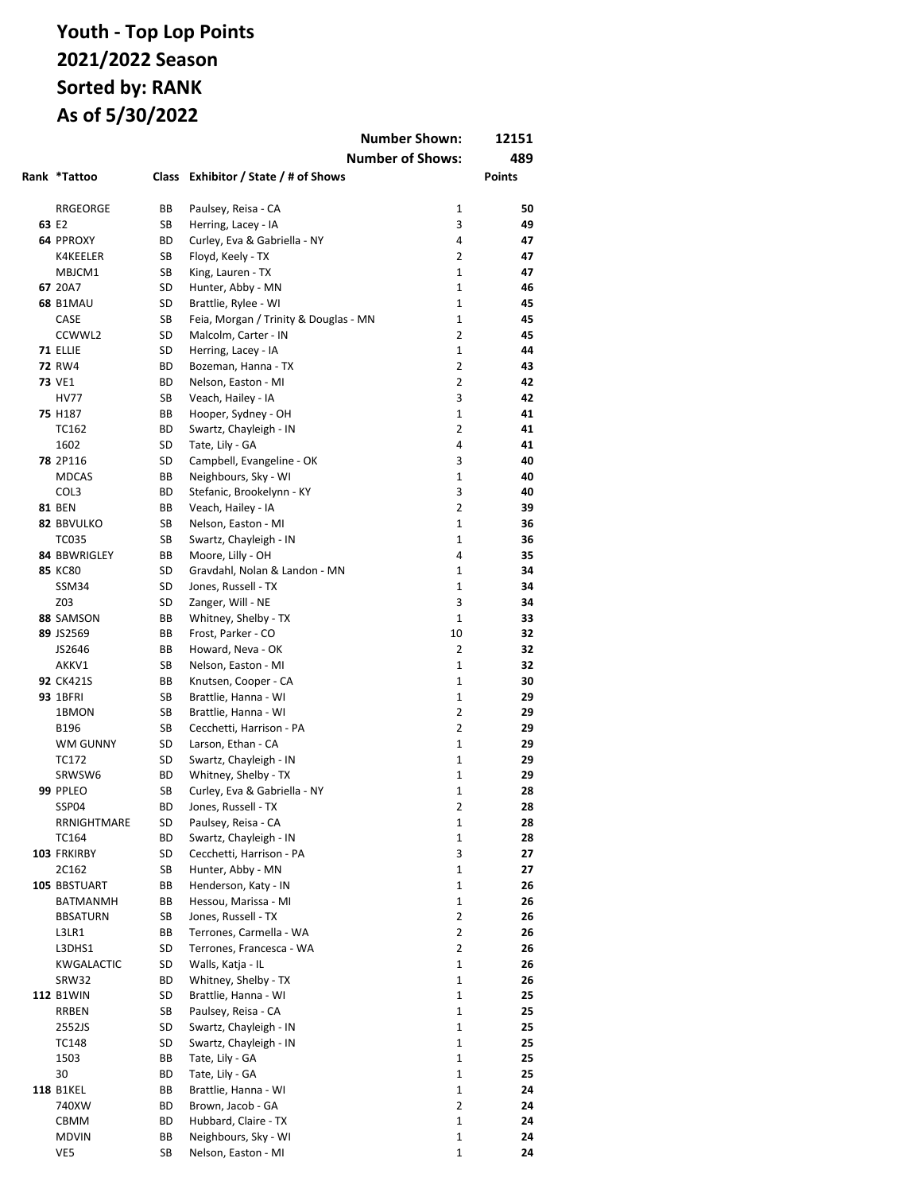# Youth - Top Lop Points
# 2021/2022 Season
# Sorted by: RANK
# As of 5/30/2022

| | | | Number Shown: | 12151 |
|---|---|---|---|---|
| | | | Number of Shows: | 489 |

| Rank | *Tattoo | Class | Exhibitor / State / # of Shows | | Points |
|---|---|---|---|---|---|
| | RRGEORGE | BB | Paulsey, Reisa - CA | 1 | 50 |
| 63 | E2 | SB | Herring, Lacey - IA | 3 | 49 |
| 64 | PPROXY | BD | Curley, Eva & Gabriella - NY | 4 | 47 |
| | K4KEELER | SB | Floyd, Keely - TX | 2 | 47 |
| | MBJCM1 | SB | King, Lauren - TX | 1 | 47 |
| 67 | 20A7 | SD | Hunter, Abby - MN | 1 | 46 |
| 68 | B1MAU | SD | Brattlie, Rylee - WI | 1 | 45 |
| | CASE | SB | Feia, Morgan / Trinity & Douglas - MN | 1 | 45 |
| | CCWWL2 | SD | Malcolm, Carter - IN | 2 | 45 |
| 71 | ELLIE | SD | Herring, Lacey - IA | 1 | 44 |
| 72 | RW4 | BD | Bozeman, Hanna - TX | 2 | 43 |
| 73 | VE1 | BD | Nelson, Easton - MI | 2 | 42 |
| | HV77 | SB | Veach, Hailey - IA | 3 | 42 |
| 75 | H187 | BB | Hooper, Sydney - OH | 1 | 41 |
| | TC162 | BD | Swartz, Chayleigh - IN | 2 | 41 |
| | 1602 | SD | Tate, Lily - GA | 4 | 41 |
| 78 | 2P116 | SD | Campbell, Evangeline - OK | 3 | 40 |
| | MDCAS | BB | Neighbours, Sky - WI | 1 | 40 |
| | COL3 | BD | Stefanic, Brookelynn - KY | 3 | 40 |
| 81 | BEN | BB | Veach, Hailey - IA | 2 | 39 |
| 82 | BBVULKO | SB | Nelson, Easton - MI | 1 | 36 |
| | TC035 | SB | Swartz, Chayleigh - IN | 1 | 36 |
| 84 | BBWRIGLEY | BB | Moore, Lilly - OH | 4 | 35 |
| 85 | KC80 | SD | Gravdahl, Nolan & Landon - MN | 1 | 34 |
| | SSM34 | SD | Jones, Russell - TX | 1 | 34 |
| | Z03 | SD | Zanger, Will - NE | 3 | 34 |
| 88 | SAMSON | BB | Whitney, Shelby - TX | 1 | 33 |
| 89 | JS2569 | BB | Frost, Parker - CO | 10 | 32 |
| | JS2646 | BB | Howard, Neva - OK | 2 | 32 |
| | AKKV1 | SB | Nelson, Easton - MI | 1 | 32 |
| 92 | CK421S | BB | Knutsen, Cooper - CA | 1 | 30 |
| 93 | 1BFRI | SB | Brattlie, Hanna - WI | 1 | 29 |
| | 1BMON | SB | Brattlie, Hanna - WI | 2 | 29 |
| | B196 | SB | Cecchetti, Harrison - PA | 2 | 29 |
| | WM GUNNY | SD | Larson, Ethan - CA | 1 | 29 |
| | TC172 | SD | Swartz, Chayleigh - IN | 1 | 29 |
| | SRWSW6 | BD | Whitney, Shelby - TX | 1 | 29 |
| 99 | PPLEO | SB | Curley, Eva & Gabriella - NY | 1 | 28 |
| | SSP04 | BD | Jones, Russell - TX | 2 | 28 |
| | RRNIGHTMARE | SD | Paulsey, Reisa - CA | 1 | 28 |
| | TC164 | BD | Swartz, Chayleigh - IN | 1 | 28 |
| 103 | FRKIRBY | SD | Cecchetti, Harrison - PA | 3 | 27 |
| | 2C162 | SB | Hunter, Abby - MN | 1 | 27 |
| 105 | BBSTUART | BB | Henderson, Katy - IN | 1 | 26 |
| | BATMANMH | BB | Hessou, Marissa - MI | 1 | 26 |
| | BBSATURN | SB | Jones, Russell - TX | 2 | 26 |
| | L3LR1 | BB | Terrones, Carmella - WA | 2 | 26 |
| | L3DHS1 | SD | Terrones, Francesca - WA | 2 | 26 |
| | KWGALACTIC | SD | Walls, Katja - IL | 1 | 26 |
| | SRW32 | BD | Whitney, Shelby - TX | 1 | 26 |
| 112 | B1WIN | SD | Brattlie, Hanna - WI | 1 | 25 |
| | RRBEN | SB | Paulsey, Reisa - CA | 1 | 25 |
| | 2552JS | SD | Swartz, Chayleigh - IN | 1 | 25 |
| | TC148 | SD | Swartz, Chayleigh - IN | 1 | 25 |
| | 1503 | BB | Tate, Lily - GA | 1 | 25 |
| | 30 | BD | Tate, Lily - GA | 1 | 25 |
| 118 | B1KEL | BB | Brattlie, Hanna - WI | 1 | 24 |
| | 740XW | BD | Brown, Jacob - GA | 2 | 24 |
| | CBMM | BD | Hubbard, Claire - TX | 1 | 24 |
| | MDVIN | BB | Neighbours, Sky - WI | 1 | 24 |
| | VE5 | SB | Nelson, Easton - MI | 1 | 24 |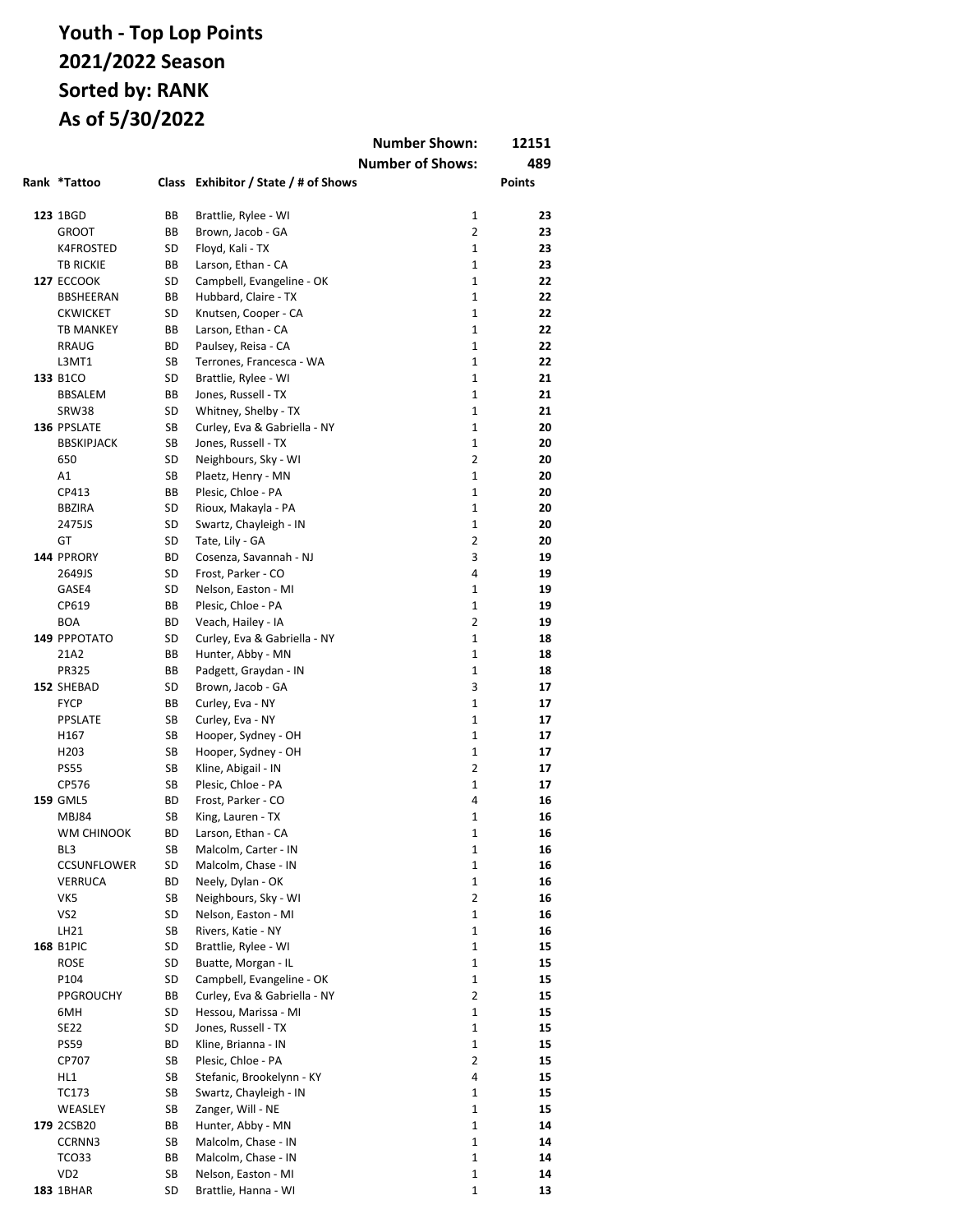# Youth - Top Lop Points
# 2021/2022 Season
# Sorted by: RANK
# As of 5/30/2022

| | | | Number Shown: | 12151 |
|---|---|---|---|---|
| | | | **Number of Shows:** | **489** |

| Rank | *Tattoo | Class | Exhibitor / State / # of Shows | | Points |
|---|---|---|---|---|---|
| **123** | 1BGD | BB | Brattlie, Rylee - WI | 1 | **23** |
| | GROOT | BB | Brown, Jacob - GA | 2 | **23** |
| | K4FROSTED | SD | Floyd, Kali - TX | 1 | **23** |
| | TB RICKIE | BB | Larson, Ethan - CA | 1 | **23** |
| **127** | ECCOOK | SD | Campbell, Evangeline - OK | 1 | **22** |
| | BBSHEERAN | BB | Hubbard, Claire - TX | 1 | **22** |
| | CKWICKET | SD | Knutsen, Cooper - CA | 1 | **22** |
| | TB MANKEY | BB | Larson, Ethan - CA | 1 | **22** |
| | RRAUG | BD | Paulsey, Reisa - CA | 1 | **22** |
| | L3MT1 | SB | Terrones, Francesca - WA | 1 | **22** |
| **133** | B1CO | SD | Brattlie, Rylee - WI | 1 | **21** |
| | BBSALEM | BB | Jones, Russell - TX | 1 | **21** |
| | SRW38 | SD | Whitney, Shelby - TX | 1 | **21** |
| **136** | PPSLATE | SB | Curley, Eva & Gabriella - NY | 1 | **20** |
| | BBSKIPJACK | SB | Jones, Russell - TX | 1 | **20** |
| | 650 | SD | Neighbours, Sky - WI | 2 | **20** |
| | A1 | SB | Plaetz, Henry - MN | 1 | **20** |
| | CP413 | BB | Plesic, Chloe - PA | 1 | **20** |
| | BBZIRA | SD | Rioux, Makayla - PA | 1 | **20** |
| | 2475JS | SD | Swartz, Chayleigh - IN | 1 | **20** |
| | GT | SD | Tate, Lily - GA | 2 | **20** |
| **144** | PPRORY | BD | Cosenza, Savannah - NJ | 3 | **19** |
| | 2649JS | SD | Frost, Parker - CO | 4 | **19** |
| | GASE4 | SD | Nelson, Easton - MI | 1 | **19** |
| | CP619 | BB | Plesic, Chloe - PA | 1 | **19** |
| | BOA | BD | Veach, Hailey - IA | 2 | **19** |
| **149** | PPPOTATO | SD | Curley, Eva & Gabriella - NY | 1 | **18** |
| | 21A2 | BB | Hunter, Abby - MN | 1 | **18** |
| | PR325 | BB | Padgett, Graydan - IN | 1 | **18** |
| **152** | SHEBAD | SD | Brown, Jacob - GA | 3 | **17** |
| | FYCP | BB | Curley, Eva - NY | 1 | **17** |
| | PPSLATE | SB | Curley, Eva - NY | 1 | **17** |
| | H167 | SB | Hooper, Sydney - OH | 1 | **17** |
| | H203 | SB | Hooper, Sydney - OH | 1 | **17** |
| | PS55 | SB | Kline, Abigail - IN | 2 | **17** |
| | CP576 | SB | Plesic, Chloe - PA | 1 | **17** |
| **159** | GML5 | BD | Frost, Parker - CO | 4 | **16** |
| | MBJ84 | SB | King, Lauren - TX | 1 | **16** |
| | WM CHINOOK | BD | Larson, Ethan - CA | 1 | **16** |
| | BL3 | SB | Malcolm, Carter - IN | 1 | **16** |
| | CCSUNFLOWER | SD | Malcolm, Chase - IN | 1 | **16** |
| | VERRUCA | BD | Neely, Dylan - OK | 1 | **16** |
| | VK5 | SB | Neighbours, Sky - WI | 2 | **16** |
| | VS2 | SD | Nelson, Easton - MI | 1 | **16** |
| | LH21 | SB | Rivers, Katie - NY | 1 | **16** |
| **168** | B1PIC | SD | Brattlie, Rylee - WI | 1 | **15** |
| | ROSE | SD | Buatte, Morgan - IL | 1 | **15** |
| | P104 | SD | Campbell, Evangeline - OK | 1 | **15** |
| | PPGROUCHY | BB | Curley, Eva & Gabriella - NY | 2 | **15** |
| | 6MH | SD | Hessou, Marissa - MI | 1 | **15** |
| | SE22 | SD | Jones, Russell - TX | 1 | **15** |
| | PS59 | BD | Kline, Brianna - IN | 1 | **15** |
| | CP707 | SB | Plesic, Chloe - PA | 2 | **15** |
| | HL1 | SB | Stefanic, Brookelynn - KY | 4 | **15** |
| | TC173 | SB | Swartz, Chayleigh - IN | 1 | **15** |
| | WEASLEY | SB | Zanger, Will - NE | 1 | **15** |
| **179** | 2CSB20 | BB | Hunter, Abby - MN | 1 | **14** |
| | CCRNN3 | SB | Malcolm, Chase - IN | 1 | **14** |
| | TCO33 | BB | Malcolm, Chase - IN | 1 | **14** |
| | VD2 | SB | Nelson, Easton - MI | 1 | **14** |
| **183** | 1BHAR | SD | Brattlie, Hanna - WI | 1 | **13** |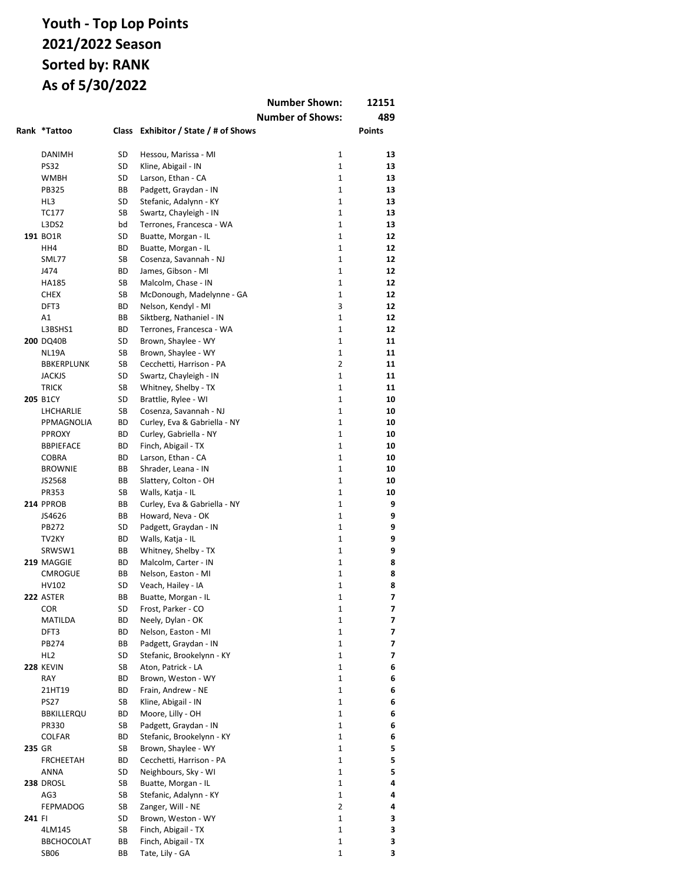# Youth - Top Lop Points
# 2021/2022 Season
# Sorted by: RANK
# As of 5/30/2022

| | | | Number Shown: | 12151 |
|---|---|---|---|---|
| | | | Number of Shows: | 489 |

| Rank | *Tattoo | Class | Exhibitor / State / # of Shows | | Points |
|---|---|---|---|---|---|
| | DANIMH | SD | Hessou, Marissa - MI | 1 | 13 |
| | PS32 | SD | Kline, Abigail - IN | 1 | 13 |
| | WMBH | SD | Larson, Ethan - CA | 1 | 13 |
| | PB325 | BB | Padgett, Graydan - IN | 1 | 13 |
| | HL3 | SD | Stefanic, Adalynn - KY | 1 | 13 |
| | TC177 | SB | Swartz, Chayleigh - IN | 1 | 13 |
| | L3DS2 | bd | Terrones, Francesca - WA | 1 | 13 |
| **191** | BO1R | SD | Buatte, Morgan - IL | 1 | 12 |
| | HH4 | BD | Buatte, Morgan - IL | 1 | 12 |
| | SML77 | SB | Cosenza, Savannah - NJ | 1 | 12 |
| | J474 | BD | James, Gibson - MI | 1 | 12 |
| | HA185 | SB | Malcolm, Chase - IN | 1 | 12 |
| | CHEX | SB | McDonough, Madelynne - GA | 1 | 12 |
| | DFT3 | BD | Nelson, Kendyl - MI | 3 | 12 |
| | A1 | BB | Siktberg, Nathaniel - IN | 1 | 12 |
| | L3BSHS1 | BD | Terrones, Francesca - WA | 1 | 12 |
| **200** | DQ40B | SD | Brown, Shaylee - WY | 1 | 11 |
| | NL19A | SB | Brown, Shaylee - WY | 1 | 11 |
| | BBKERPLUNK | SB | Cecchetti, Harrison - PA | 2 | 11 |
| | JACKJS | SD | Swartz, Chayleigh - IN | 1 | 11 |
| | TRICK | SB | Whitney, Shelby - TX | 1 | 11 |
| **205** | B1CY | SD | Brattlie, Rylee - WI | 1 | 10 |
| | LHCHARLIE | SB | Cosenza, Savannah - NJ | 1 | 10 |
| | PPMAGNOLIA | BD | Curley, Eva & Gabriella - NY | 1 | 10 |
| | PPROXY | BD | Curley, Gabriella - NY | 1 | 10 |
| | BBPIEFACE | BD | Finch, Abigail - TX | 1 | 10 |
| | COBRA | BD | Larson, Ethan - CA | 1 | 10 |
| | BROWNIE | BB | Shrader, Leana - IN | 1 | 10 |
| | JS2568 | BB | Slattery, Colton - OH | 1 | 10 |
| | PR353 | SB | Walls, Katja - IL | 1 | 10 |
| **214** | PPROB | BB | Curley, Eva & Gabriella - NY | 1 | 9 |
| | JS4626 | BB | Howard, Neva - OK | 1 | 9 |
| | PB272 | SD | Padgett, Graydan - IN | 1 | 9 |
| | TV2KY | BD | Walls, Katja - IL | 1 | 9 |
| | SRWSW1 | BB | Whitney, Shelby - TX | 1 | 9 |
| **219** | MAGGIE | BD | Malcolm, Carter - IN | 1 | 8 |
| | CMROGUE | BB | Nelson, Easton - MI | 1 | 8 |
| | HV102 | SD | Veach, Hailey - IA | 1 | 8 |
| **222** | ASTER | BB | Buatte, Morgan - IL | 1 | 7 |
| | COR | SD | Frost, Parker - CO | 1 | 7 |
| | MATILDA | BD | Neely, Dylan - OK | 1 | 7 |
| | DFT3 | BD | Nelson, Easton - MI | 1 | 7 |
| | PB274 | BB | Padgett, Graydan - IN | 1 | 7 |
| | HL2 | SD | Stefanic, Brookelynn - KY | 1 | 7 |
| **228** | KEVIN | SB | Aton, Patrick - LA | 1 | 6 |
| | RAY | BD | Brown, Weston - WY | 1 | 6 |
| | 21HT19 | BD | Frain, Andrew - NE | 1 | 6 |
| | PS27 | SB | Kline, Abigail - IN | 1 | 6 |
| | BBKILLERQU | BD | Moore, Lilly - OH | 1 | 6 |
| | PR330 | SB | Padgett, Graydan - IN | 1 | 6 |
| | COLFAR | BD | Stefanic, Brookelynn - KY | 1 | 6 |
| **235** | GR | SB | Brown, Shaylee - WY | 1 | 5 |
| | FRCHEETAH | BD | Cecchetti, Harrison - PA | 1 | 5 |
| | ANNA | SD | Neighbours, Sky - WI | 1 | 5 |
| **238** | DROSL | SB | Buatte, Morgan - IL | 1 | 4 |
| | AG3 | SB | Stefanic, Adalynn - KY | 1 | 4 |
| | FEPMADOG | SB | Zanger, Will - NE | 2 | 4 |
| **241** | FI | SD | Brown, Weston - WY | 1 | 3 |
| | 4LM145 | SB | Finch, Abigail - TX | 1 | 3 |
| | BBCHOCOLAT | BB | Finch, Abigail - TX | 1 | 3 |
| | SB06 | BB | Tate, Lily - GA | 1 | 3 |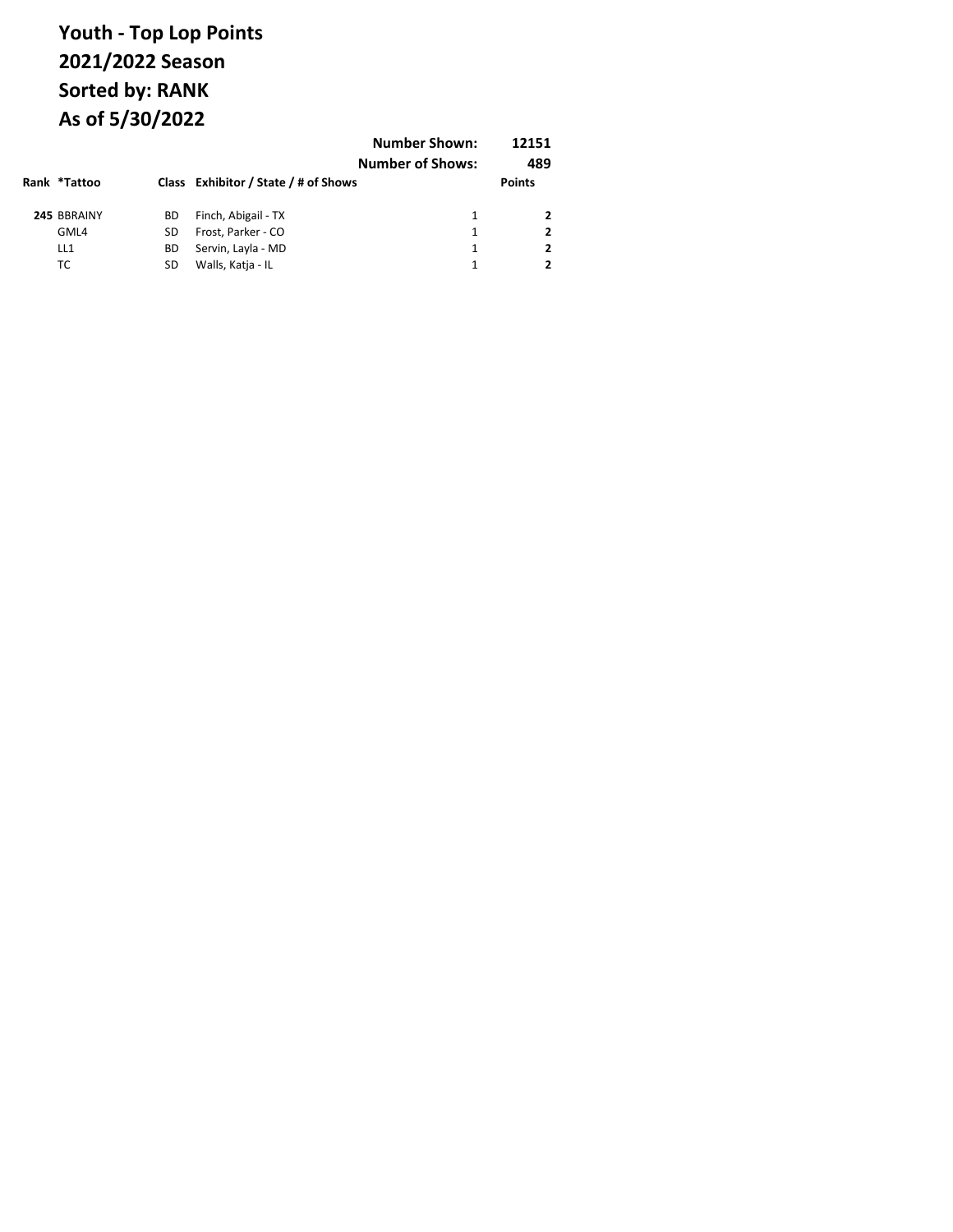# Youth - Top Lop Points
# 2021/2022 Season
# Sorted by: RANK
# As of 5/30/2022

**Number Shown:** 12151
**Number of Shows:** 489

| Rank | *Tattoo | Class | Exhibitor / State / # of Shows | | Points |
|---|---|---|---|---|---|
| **245** | BBRAINY | BD | Finch, Abigail - TX | 1 | **2** |
| | GML4 | SD | Frost, Parker - CO | 1 | **2** |
| | LL1 | BD | Servin, Layla - MD | 1 | **2** |
| | TC | SD | Walls, Katja - IL | 1 | **2** |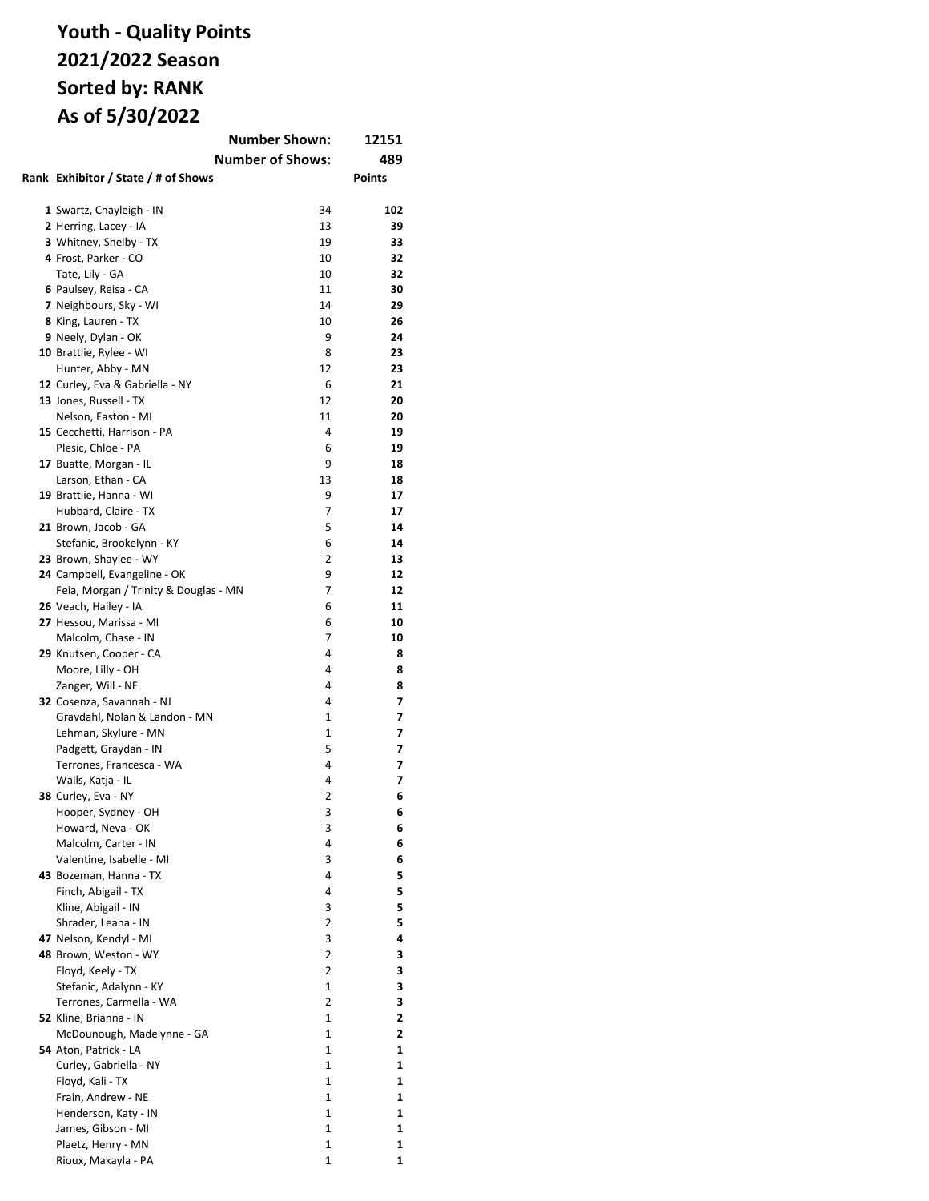# Youth - Quality Points
# 2021/2022 Season
# Sorted by: RANK
# As of 5/30/2022

**Number Shown:** 12151

**Number of Shows:** 489

| Rank | Exhibitor / State / # of Shows | | Points |
|---|---|---|---|
| 1 | Swartz, Chayleigh - IN | 34 | **102** |
| 2 | Herring, Lacey - IA | 13 | **39** |
| 3 | Whitney, Shelby - TX | 19 | **33** |
| 4 | Frost, Parker - CO | 10 | **32** |
| | Tate, Lily - GA | 10 | **32** |
| 6 | Paulsey, Reisa - CA | 11 | **30** |
| 7 | Neighbours, Sky - WI | 14 | **29** |
| 8 | King, Lauren - TX | 10 | **26** |
| 9 | Neely, Dylan - OK | 9 | **24** |
| 10 | Brattlie, Rylee - WI | 8 | **23** |
| | Hunter, Abby - MN | 12 | **23** |
| 12 | Curley, Eva & Gabriella - NY | 6 | **21** |
| 13 | Jones, Russell - TX | 12 | **20** |
| | Nelson, Easton - MI | 11 | **20** |
| 15 | Cecchetti, Harrison - PA | 4 | **19** |
| | Plesic, Chloe - PA | 6 | **19** |
| 17 | Buatte, Morgan - IL | 9 | **18** |
| | Larson, Ethan - CA | 13 | **18** |
| 19 | Brattlie, Hanna - WI | 9 | **17** |
| | Hubbard, Claire - TX | 7 | **17** |
| 21 | Brown, Jacob - GA | 5 | **14** |
| | Stefanic, Brookelynn - KY | 6 | **14** |
| 23 | Brown, Shaylee - WY | 2 | **13** |
| 24 | Campbell, Evangeline - OK | 9 | **12** |
| | Feia, Morgan / Trinity & Douglas - MN | 7 | **12** |
| 26 | Veach, Hailey - IA | 6 | **11** |
| 27 | Hessou, Marissa - MI | 6 | **10** |
| | Malcolm, Chase - IN | 7 | **10** |
| 29 | Knutsen, Cooper - CA | 4 | **8** |
| | Moore, Lilly - OH | 4 | **8** |
| | Zanger, Will - NE | 4 | **8** |
| 32 | Cosenza, Savannah - NJ | 4 | **7** |
| | Gravdahl, Nolan & Landon - MN | 1 | **7** |
| | Lehman, Skylure - MN | 1 | **7** |
| | Padgett, Graydan - IN | 5 | **7** |
| | Terrones, Francesca - WA | 4 | **7** |
| | Walls, Katja - IL | 4 | **7** |
| 38 | Curley, Eva - NY | 2 | **6** |
| | Hooper, Sydney - OH | 3 | **6** |
| | Howard, Neva - OK | 3 | **6** |
| | Malcolm, Carter - IN | 4 | **6** |
| | Valentine, Isabelle - MI | 3 | **6** |
| 43 | Bozeman, Hanna - TX | 4 | **5** |
| | Finch, Abigail - TX | 4 | **5** |
| | Kline, Abigail - IN | 3 | **5** |
| | Shrader, Leana - IN | 2 | **5** |
| 47 | Nelson, Kendyl - MI | 3 | **4** |
| 48 | Brown, Weston - WY | 2 | **3** |
| | Floyd, Keely - TX | 2 | **3** |
| | Stefanic, Adalynn - KY | 1 | **3** |
| | Terrones, Carmella - WA | 2 | **3** |
| 52 | Kline, Brianna - IN | 1 | **2** |
| | McDounough, Madelynne - GA | 1 | **2** |
| 54 | Aton, Patrick - LA | 1 | **1** |
| | Curley, Gabriella - NY | 1 | **1** |
| | Floyd, Kali - TX | 1 | **1** |
| | Frain, Andrew - NE | 1 | **1** |
| | Henderson, Katy - IN | 1 | **1** |
| | James, Gibson - MI | 1 | **1** |
| | Plaetz, Henry - MN | 1 | **1** |
| | Rioux, Makayla - PA | 1 | **1** |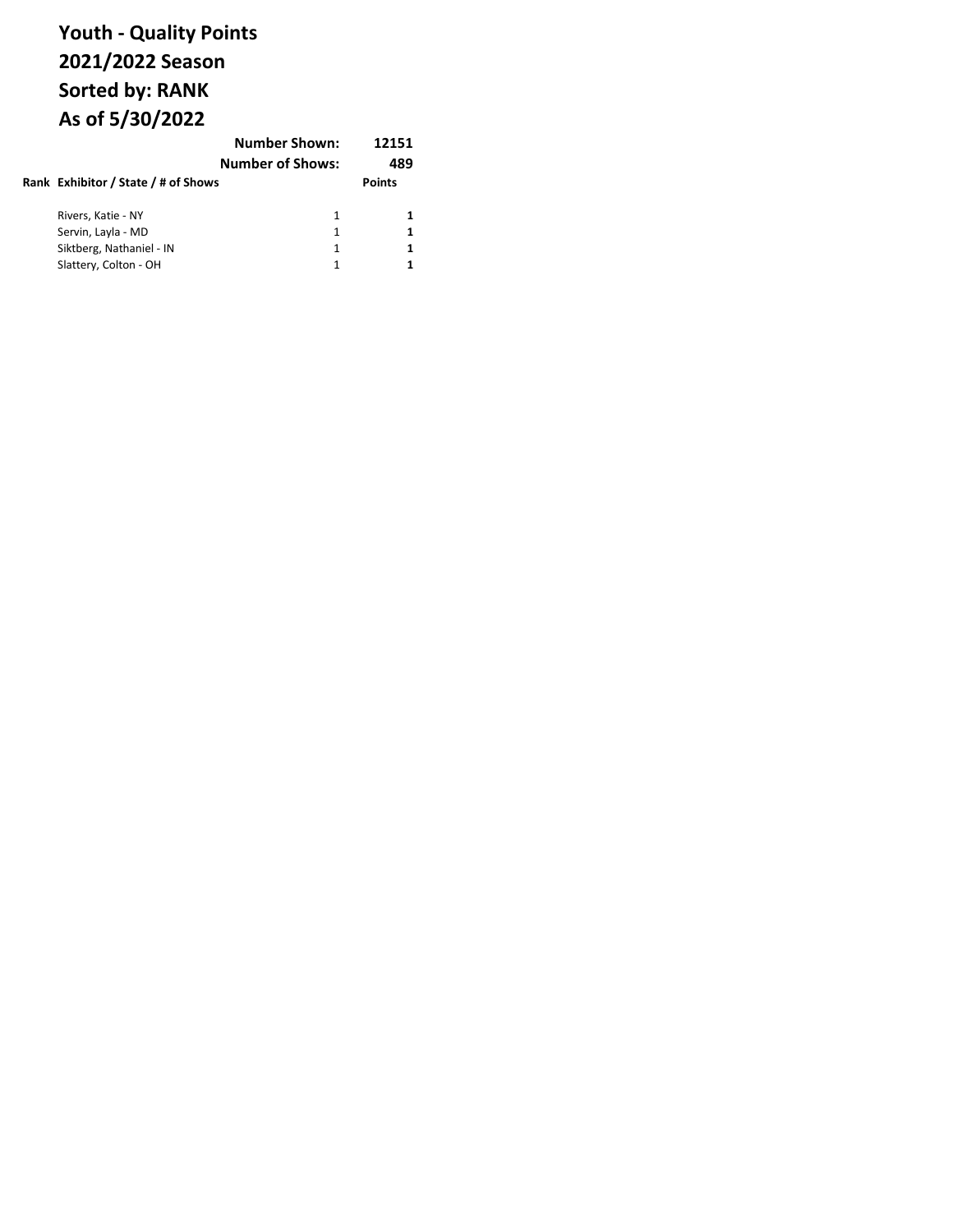# Youth - Quality Points
# 2021/2022 Season
# Sorted by: RANK
# As of 5/30/2022

**Number Shown: 12151**

**Number of Shows: 489**

| Rank | Exhibitor / State / # of Shows | | Points |
|---|---|---|---|
| | Rivers, Katie - NY | 1 | **1** |
| | Servin, Layla - MD | 1 | **1** |
| | Siktberg, Nathaniel - IN | 1 | **1** |
| | Slattery, Colton - OH | 1 | **1** |